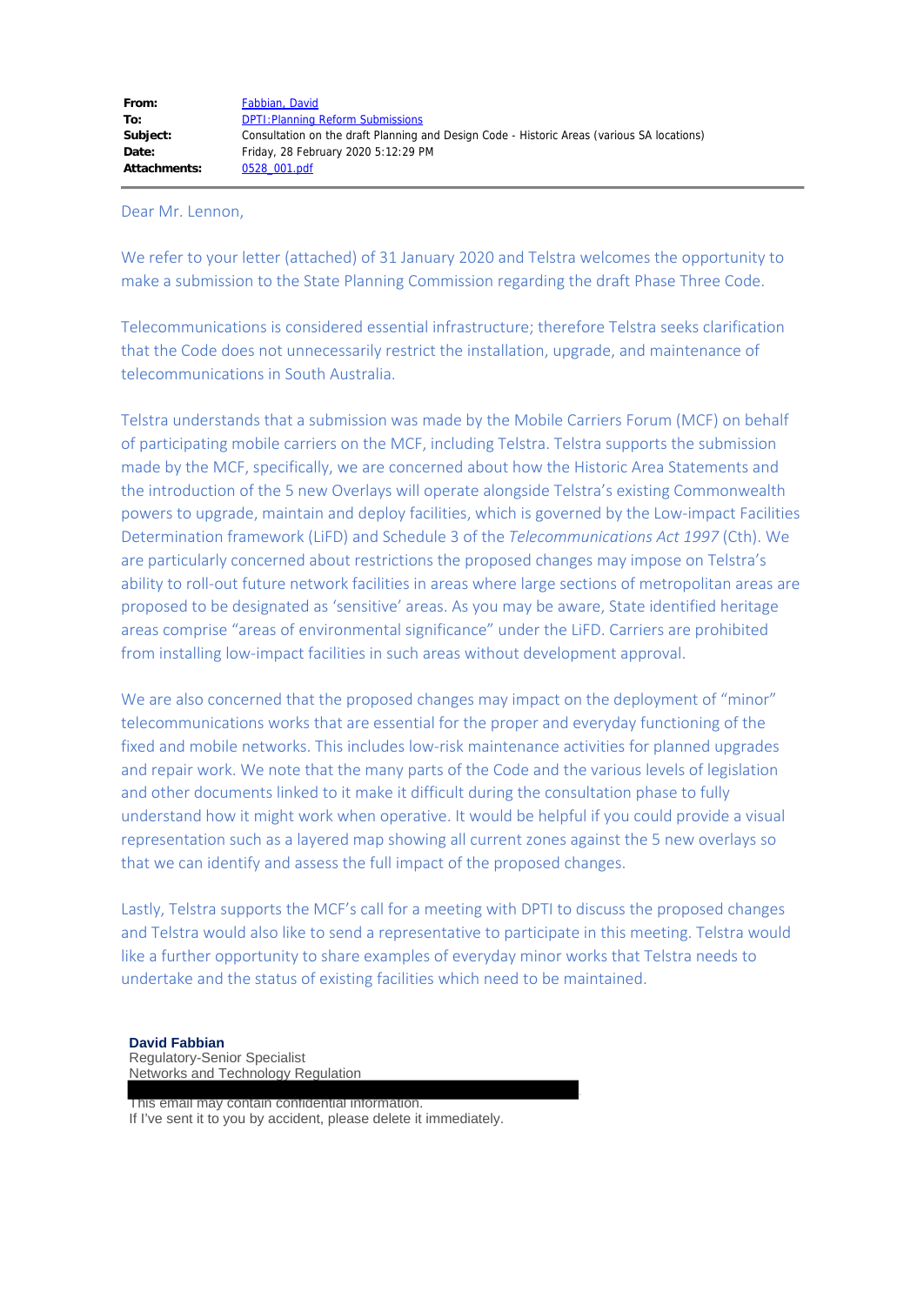| | |
|---|---|
| **From:** | Fabbian, David |
| **To:** | DPTI:Planning Reform Submissions |
| **Subject:** | Consultation on the draft Planning and Design Code - Historic Areas (various SA locations) |
| **Date:** | Friday, 28 February 2020 5:12:29 PM |
| **Attachments:** | 0528_001.pdf |

Dear Mr. Lennon,

We refer to your letter (attached) of 31 January 2020 and Telstra welcomes the opportunity to make a submission to the State Planning Commission regarding the draft Phase Three Code.

Telecommunications is considered essential infrastructure; therefore Telstra seeks clarification that the Code does not unnecessarily restrict the installation, upgrade, and maintenance of telecommunications in South Australia.

Telstra understands that a submission was made by the Mobile Carriers Forum (MCF) on behalf of participating mobile carriers on the MCF, including Telstra. Telstra supports the submission made by the MCF, specifically, we are concerned about how the Historic Area Statements and the introduction of the 5 new Overlays will operate alongside Telstra's existing Commonwealth powers to upgrade, maintain and deploy facilities, which is governed by the Low-impact Facilities Determination framework (LiFD) and Schedule 3 of the *Telecommunications Act 1997* (Cth). We are particularly concerned about restrictions the proposed changes may impose on Telstra's ability to roll-out future network facilities in areas where large sections of metropolitan areas are proposed to be designated as 'sensitive' areas. As you may be aware, State identified heritage areas comprise "areas of environmental significance" under the LiFD. Carriers are prohibited from installing low-impact facilities in such areas without development approval.

We are also concerned that the proposed changes may impact on the deployment of "minor" telecommunications works that are essential for the proper and everyday functioning of the fixed and mobile networks. This includes low-risk maintenance activities for planned upgrades and repair work. We note that the many parts of the Code and the various levels of legislation and other documents linked to it make it difficult during the consultation phase to fully understand how it might work when operative. It would be helpful if you could provide a visual representation such as a layered map showing all current zones against the 5 new overlays so that we can identify and assess the full impact of the proposed changes.

Lastly, Telstra supports the MCF's call for a meeting with DPTI to discuss the proposed changes and Telstra would also like to send a representative to participate in this meeting. Telstra would like a further opportunity to share examples of everyday minor works that Telstra needs to undertake and the status of existing facilities which need to be maintained.

**David Fabbian**
Regulatory-Senior Specialist
Networks and Technology Regulation

This email may contain confidential information.
If I've sent it to you by accident, please delete it immediately.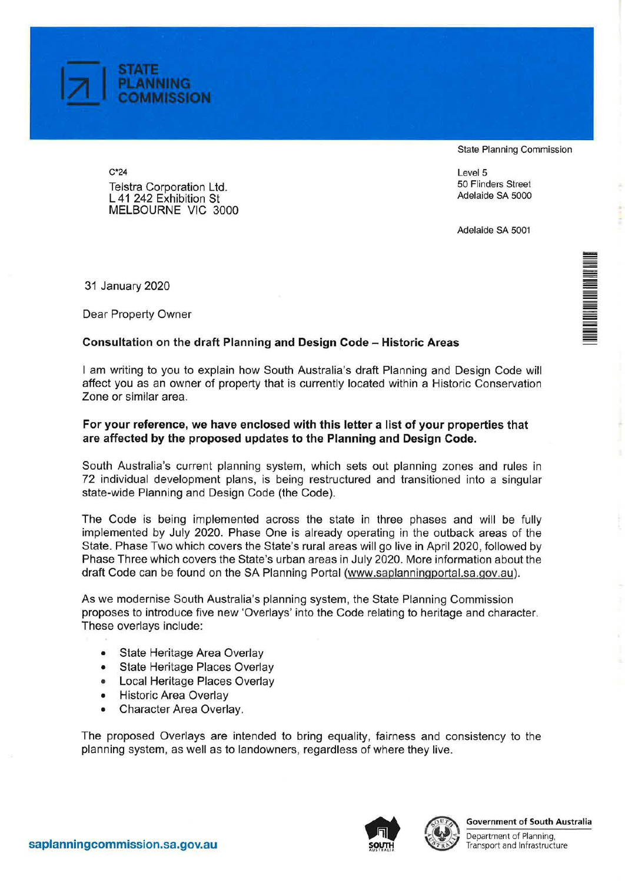STATE PLANNING COMMISSION

State Planning Commission

C*24

Telstra Corporation Ltd.
L 41 242 Exhibition St
MELBOURNE VIC 3000

Level 5
50 Flinders Street
Adelaide SA 5000

Adelaide SA 5001

31 January 2020

Dear Property Owner

**Consultation on the draft Planning and Design Code – Historic Areas**

I am writing to you to explain how South Australia's draft Planning and Design Code will affect you as an owner of property that is currently located within a Historic Conservation Zone or similar area.

**For your reference, we have enclosed with this letter a list of your properties that are affected by the proposed updates to the Planning and Design Code.**

South Australia's current planning system, which sets out planning zones and rules in 72 individual development plans, is being restructured and transitioned into a singular state-wide Planning and Design Code (the Code).

The Code is being implemented across the state in three phases and will be fully implemented by July 2020. Phase One is already operating in the outback areas of the State. Phase Two which covers the State's rural areas will go live in April 2020, followed by Phase Three which covers the State's urban areas in July 2020. More information about the draft Code can be found on the SA Planning Portal (www.saplanningportal.sa.gov.au).

As we modernise South Australia's planning system, the State Planning Commission proposes to introduce five new 'Overlays' into the Code relating to heritage and character. These overlays include:

- State Heritage Area Overlay
- State Heritage Places Overlay
- Local Heritage Places Overlay
- Historic Area Overlay
- Character Area Overlay.

The proposed Overlays are intended to bring equality, fairness and consistency to the planning system, as well as to landowners, regardless of where they live.

saplanningcommission.sa.gov.au

Government of South Australia
Department of Planning, Transport and Infrastructure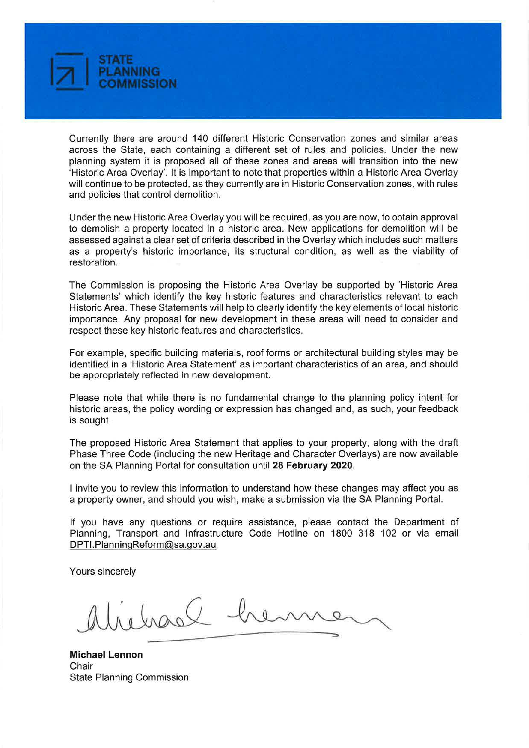STATE PLANNING COMMISSION

Currently there are around 140 different Historic Conservation zones and similar areas across the State, each containing a different set of rules and policies. Under the new planning system it is proposed all of these zones and areas will transition into the new 'Historic Area Overlay'. It is important to note that properties within a Historic Area Overlay will continue to be protected, as they currently are in Historic Conservation zones, with rules and policies that control demolition.

Under the new Historic Area Overlay you will be required, as you are now, to obtain approval to demolish a property located in a historic area. New applications for demolition will be assessed against a clear set of criteria described in the Overlay which includes such matters as a property's historic importance, its structural condition, as well as the viability of restoration.

The Commission is proposing the Historic Area Overlay be supported by 'Historic Area Statements' which identify the key historic features and characteristics relevant to each Historic Area. These Statements will help to clearly identify the key elements of local historic importance. Any proposal for new development in these areas will need to consider and respect these key historic features and characteristics.

For example, specific building materials, roof forms or architectural building styles may be identified in a 'Historic Area Statement' as important characteristics of an area, and should be appropriately reflected in new development.

Please note that while there is no fundamental change to the planning policy intent for historic areas, the policy wording or expression has changed and, as such, your feedback is sought.

The proposed Historic Area Statement that applies to your property, along with the draft Phase Three Code (including the new Heritage and Character Overlays) are now available on the SA Planning Portal for consultation until **28 February 2020**.

I invite you to review this information to understand how these changes may affect you as a property owner, and should you wish, make a submission via the SA Planning Portal.

If you have any questions or require assistance, please contact the Department of Planning, Transport and Infrastructure Code Hotline on 1800 318 102 or via email DPTI.PlanningReform@sa.gov.au

Yours sincerely

**Michael Lennon**
Chair
State Planning Commission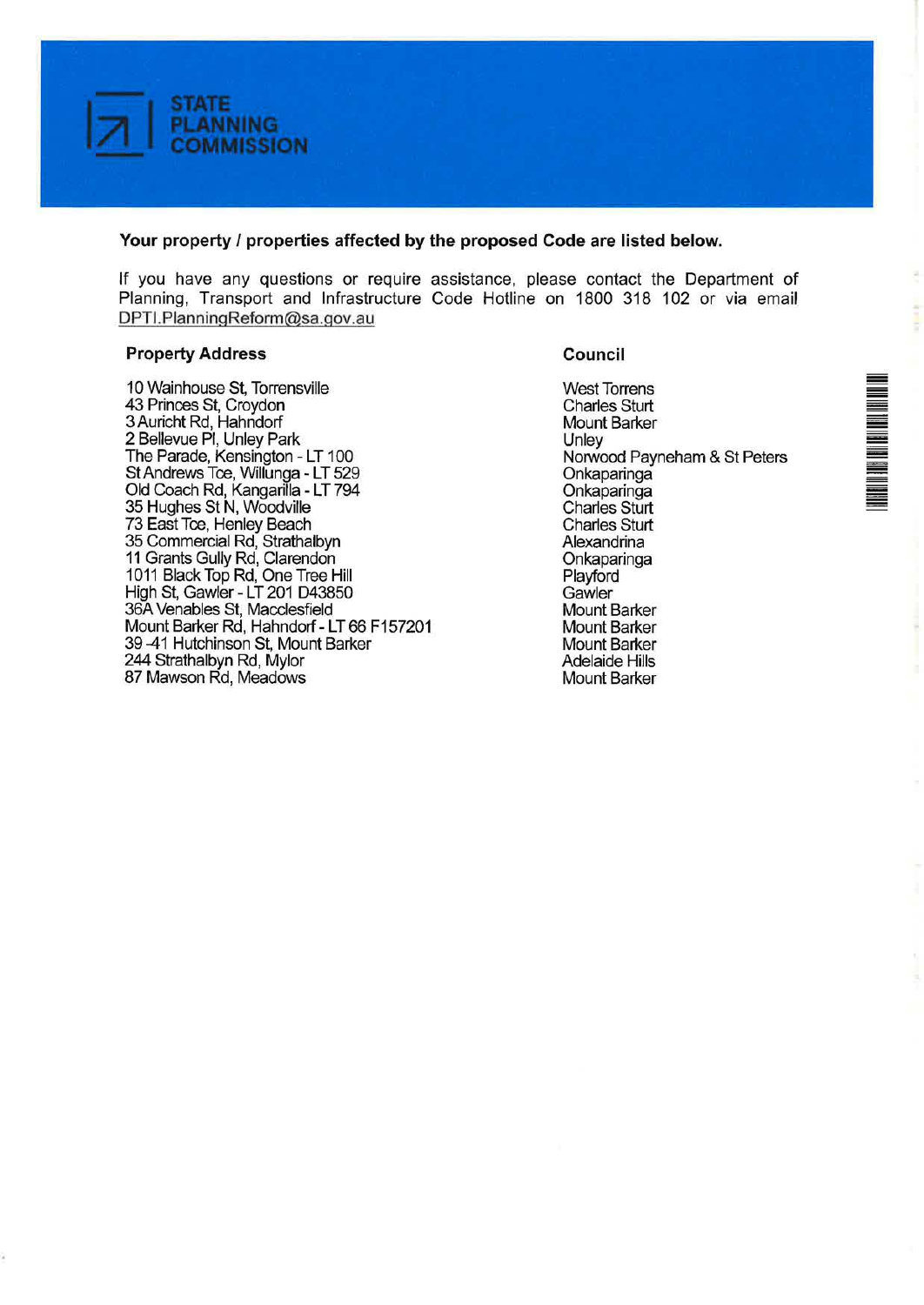STATE PLANNING COMMISSION

**Your property / properties affected by the proposed Code are listed below.**

If you have any questions or require assistance, please contact the Department of Planning, Transport and Infrastructure Code Hotline on 1800 318 102 or via email DPTI.PlanningReform@sa.gov.au

| Property Address | Council |
| --- | --- |
| 10 Wainhouse St, Torrensville | West Torrens |
| 43 Princes St, Croydon | Charles Sturt |
| 3 Auricht Rd, Hahndorf | Mount Barker |
| 2 Bellevue Pl, Unley Park | Unley |
| The Parade, Kensington - LT 100 | Norwood Payneham & St Peters |
| St Andrews Tce, Willunga - LT 529 | Onkaparinga |
| Old Coach Rd, Kangarilla - LT 794 | Onkaparinga |
| 35 Hughes St N, Woodville | Charles Sturt |
| 73 East Tce, Henley Beach | Charles Sturt |
| 35 Commercial Rd, Strathalbyn | Alexandrina |
| 11 Grants Gully Rd, Clarendon | Onkaparinga |
| 1011 Black Top Rd, One Tree Hill | Playford |
| High St, Gawler - LT 201 D43850 | Gawler |
| 36A Venables St, Macclesfield | Mount Barker |
| Mount Barker Rd, Hahndorf - LT 66 F157201 | Mount Barker |
| 39 -41 Hutchinson St, Mount Barker | Mount Barker |
| 244 Strathalbyn Rd, Mylor | Adelaide Hills |
| 87 Mawson Rd, Meadows | Mount Barker |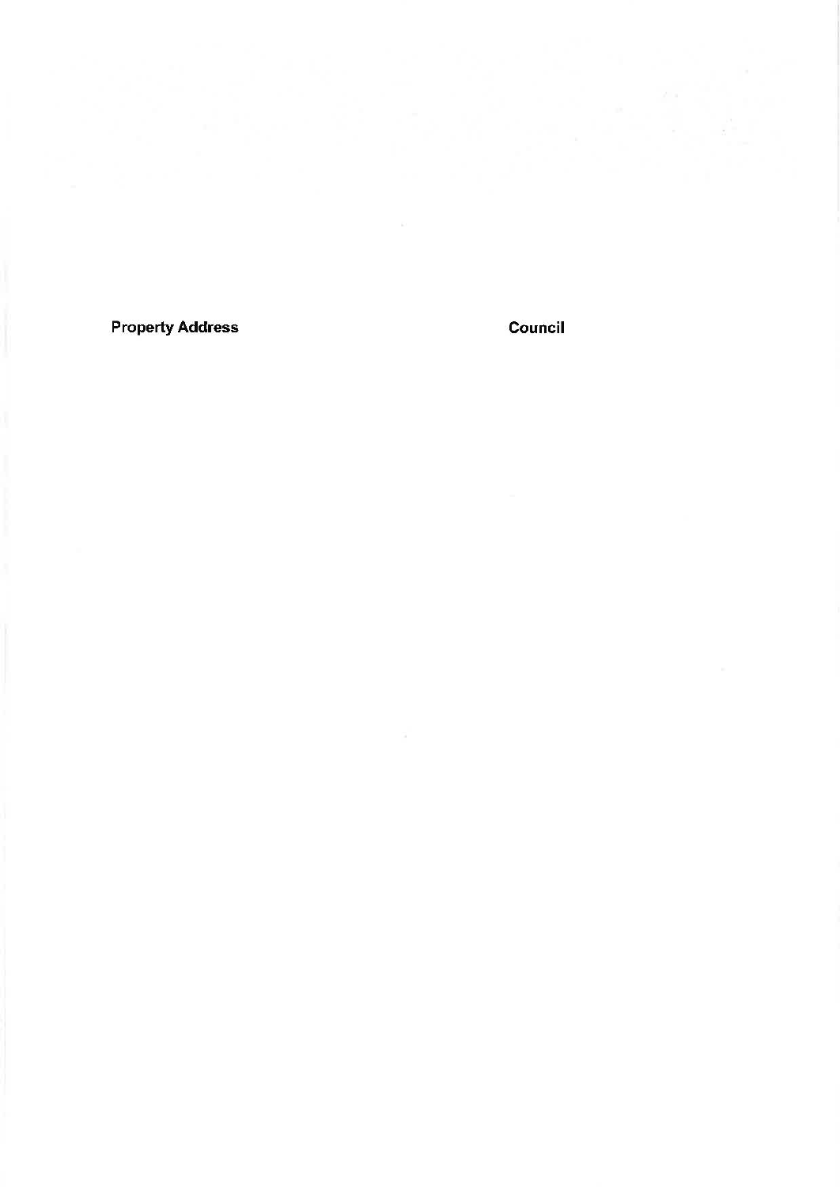| Property Address | Council |
| --- | --- |